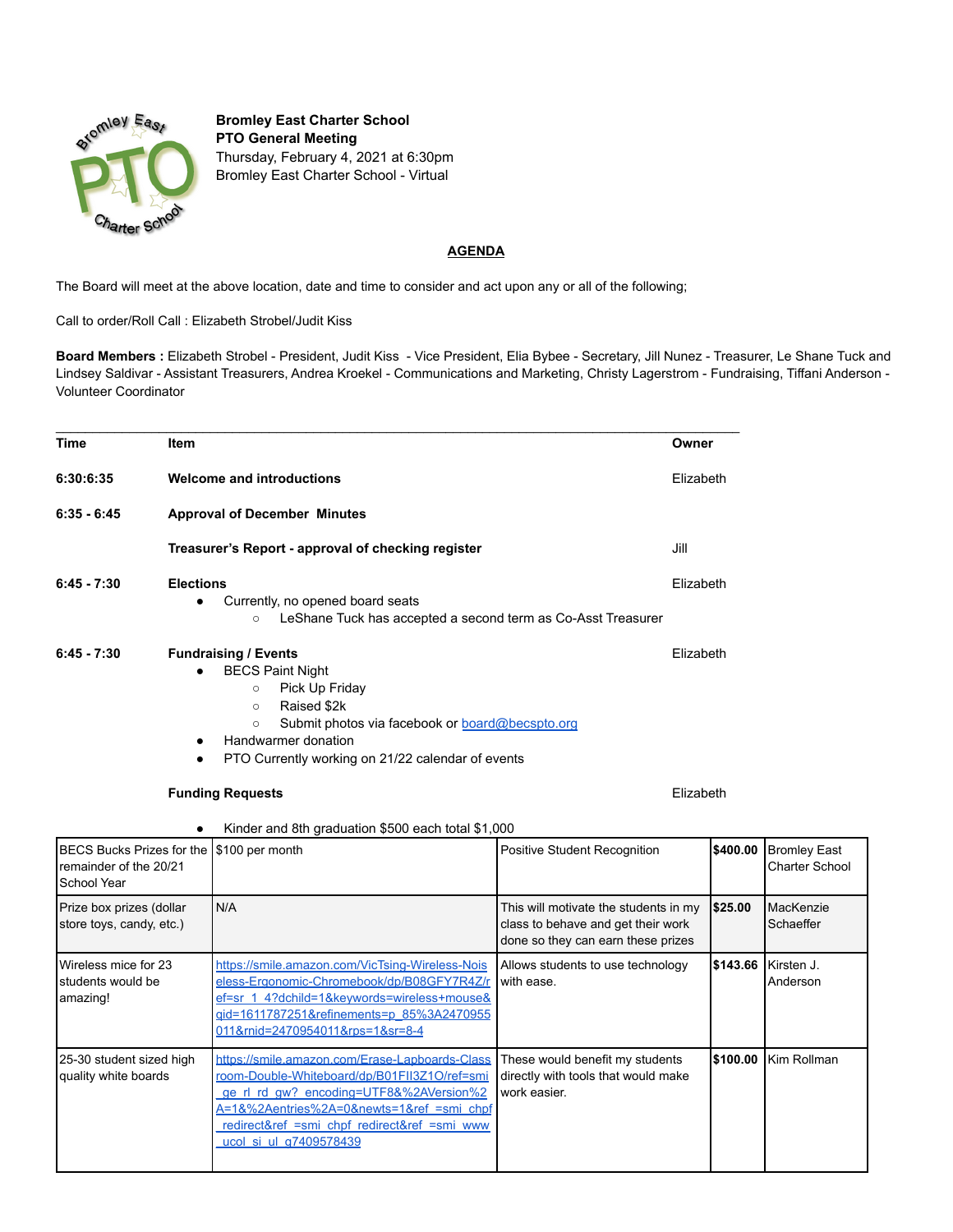**Bromley East Charter School**
**PTO General Meeting**
Thursday, February 4, 2021 at 6:30pm
Bromley East Charter School - Virtual

## AGENDA

The Board will meet at the above location, date and time to consider and act upon any or all of the following;

Call to order/Roll Call : Elizabeth Strobel/Judit Kiss

**Board Members :** Elizabeth Strobel - President, Judit Kiss - Vice President, Elia Bybee - Secretary, Jill Nunez - Treasurer, Le Shane Tuck and Lindsey Saldivar - Assistant Treasurers, Andrea Kroekel - Communications and Marketing, Christy Lagerstrom - Fundraising, Tiffani Anderson - Volunteer Coordinator

---

| Time | Item | Owner |
|---|---|---|
| **6:30:6:35** | **Welcome and introductions** | Elizabeth |
| **6:35 - 6:45** | **Approval of December Minutes** | |
| | **Treasurer's Report - approval of checking register** | Jill |
| **6:45 - 7:30** | **Elections** | Elizabeth |
| **6:45 - 7:30** | **Fundraising / Events** | Elizabeth |
| | **Funding Requests** | Elizabeth |

**Elections**
- Currently, no opened board seats
  - LeShane Tuck has accepted a second term as Co-Asst Treasurer

**Fundraising / Events**
- BECS Paint Night
  - Pick Up Friday
  - Raised $2k
  - Submit photos via facebook or board@becspto.org
- Handwarmer donation
- PTO Currently working on 21/22 calendar of events

**Funding Requests**
- Kinder and 8th graduation $500 each total $1,000

| | | | | |
|---|---|---|---|---|
| BECS Bucks Prizes for the remainder of the 20/21 School Year | $100 per month | Positive Student Recognition | **$400.00** | Bromley East Charter School |
| Prize box prizes (dollar store toys, candy, etc.) | N/A | This will motivate the students in my class to behave and get their work done so they can earn these prizes | **$25.00** | MacKenzie Schaeffer |
| Wireless mice for 23 students would be amazing! | https://smile.amazon.com/VicTsing-Wireless-Noiseless-Ergonomic-Chromebook/dp/B08GFY7R4Z/ref=sr_1_4?dchild=1&keywords=wireless+mouse&qid=1611787251&refinements=p_85%3A2470955011&rnid=2470954011&rps=1&sr=8-4 | Allows students to use technology with ease. | **$143.66** | Kirsten J. Anderson |
| 25-30 student sized high quality white boards | https://smile.amazon.com/Erase-Lapboards-Classroom-Double-Whiteboard/dp/B01FII3Z1O/ref=smi_ge_rl_rd_gw?_encoding=UTF8&%2AVersion%2A=1&%2Aentries%2A=0&newts=1&ref_=smi_chpf_redirect&ref_=smi_chpf_redirect&ref_=smi_www_ucol_si_ul_g7409578439 | These would benefit my students directly with tools that would make work easier. | **$100.00** | Kim Rollman |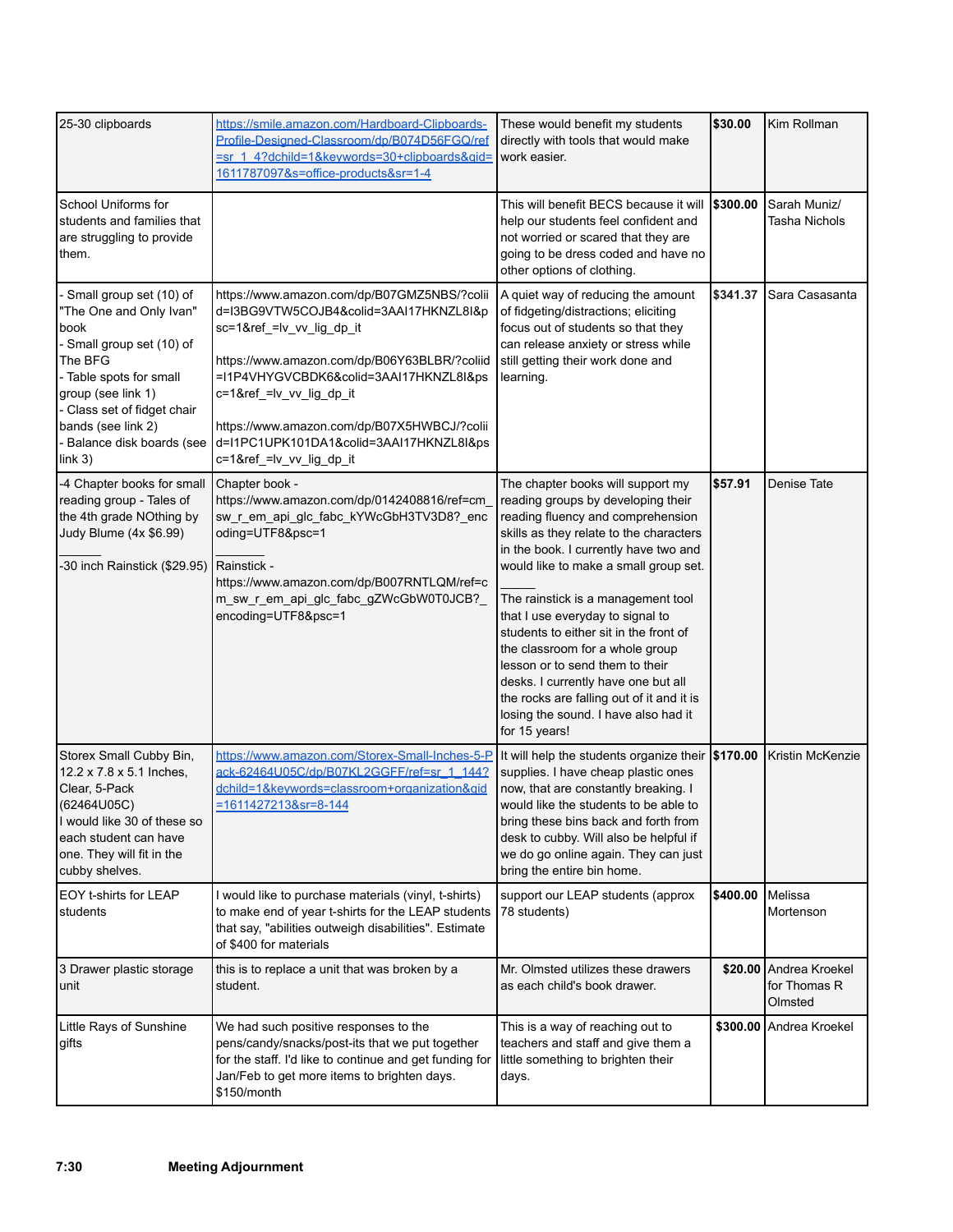| | | | | |
|---|---|---|---|---|
| 25-30 clipboards | https://smile.amazon.com/Hardboard-Clipboards-Profile-Designed-Classroom/dp/B074D56FGQ/ref=sr_1_4?dchild=1&keywords=30+clipboards&qid=1611787097&s=office-products&sr=1-4 | These would benefit my students directly with tools that would make work easier. | **$30.00** | Kim Rollman |
| School Uniforms for students and families that are struggling to provide them. | | This will benefit BECS because it will help our students feel confident and not worried or scared that they are going to be dress coded and have no other options of clothing. | **$300.00** | Sarah Muniz/ Tasha Nichols |
| - Small group set (10) of "The One and Only Ivan" book<br>- Small group set (10) of The BFG<br>- Table spots for small group (see link 1)<br>- Class set of fidget chair bands (see link 2)<br>- Balance disk boards (see link 3) | https://www.amazon.com/dp/B07GMZ5NBS/?coliid=I3BG9VTW5COJB4&colid=3AAI17HKNZL8I&psc=1&ref_=lv_vv_lig_dp_it<br><br>https://www.amazon.com/dp/B06Y63BLBR/?coliid=I1P4VHYGVCBDK6&colid=3AAI17HKNZL8I&psc=1&ref_=lv_vv_lig_dp_it<br><br>https://www.amazon.com/dp/B07X5HWBCJ/?coliid=I1PC1UPK101DA1&colid=3AAI17HKNZL8I&psc=1&ref_=lv_vv_lig_dp_it | A quiet way of reducing the amount of fidgeting/distractions; eliciting focus out of students so that they can release anxiety or stress while still getting their work done and learning. | **$341.37** | Sara Casasanta |
| -4 Chapter books for small reading group - Tales of the 4th grade NOthing by Judy Blume (4x $6.99)<br>______<br>-30 inch Rainstick ($29.95) | Chapter book - https://www.amazon.com/dp/0142408816/ref=cm_sw_r_em_api_glc_fabc_kYWcGbH3TV3D8?_encoding=UTF8&psc=1<br>______<br>Rainstick - https://www.amazon.com/dp/B007RNTLQM/ref=cm_sw_r_em_api_glc_fabc_gZWcGbW0T0JCB?_encoding=UTF8&psc=1 | The chapter books will support my reading groups by developing their reading fluency and comprehension skills as they relate to the characters in the book. I currently have two and would like to make a small group set.<br>_____<br>The rainstick is a management tool that I use everyday to signal to students to either sit in the front of the classroom for a whole group lesson or to send them to their desks. I currently have one but all the rocks are falling out of it and it is losing the sound. I have also had it for 15 years! | **$57.91** | Denise Tate |
| Storex Small Cubby Bin, 12.2 x 7.8 x 5.1 Inches, Clear, 5-Pack (62464U05C)<br>I would like 30 of these so each student can have one. They will fit in the cubby shelves. | https://www.amazon.com/Storex-Small-Inches-5-Pack-62464U05C/dp/B07KL2GGFF/ref=sr_1_144?dchild=1&keywords=classroom+organization&qid=1611427213&sr=8-144 | It will help the students organize their supplies. I have cheap plastic ones now, that are constantly breaking. I would like the students to be able to bring these bins back and forth from desk to cubby. Will also be helpful if we do go online again. They can just bring the entire bin home. | **$170.00** | Kristin McKenzie |
| EOY t-shirts for LEAP students | I would like to purchase materials (vinyl, t-shirts) to make end of year t-shirts for the LEAP students that say, "abilities outweigh disabilities". Estimate of $400 for materials | support our LEAP students (approx 78 students) | **$400.00** | Melissa Mortenson |
| 3 Drawer plastic storage unit | this is to replace a unit that was broken by a student. | Mr. Olmsted utilizes these drawers as each child's book drawer. | **$20.00** | Andrea Kroekel for Thomas R Olmsted |
| Little Rays of Sunshine gifts | We had such positive responses to the pens/candy/snacks/post-its that we put together for the staff. I'd like to continue and get funding for Jan/Feb to get more items to brighten days. $150/month | This is a way of reaching out to teachers and staff and give them a little something to brighten their days. | **$300.00** | Andrea Kroekel |

**7:30** **Meeting Adjournment**